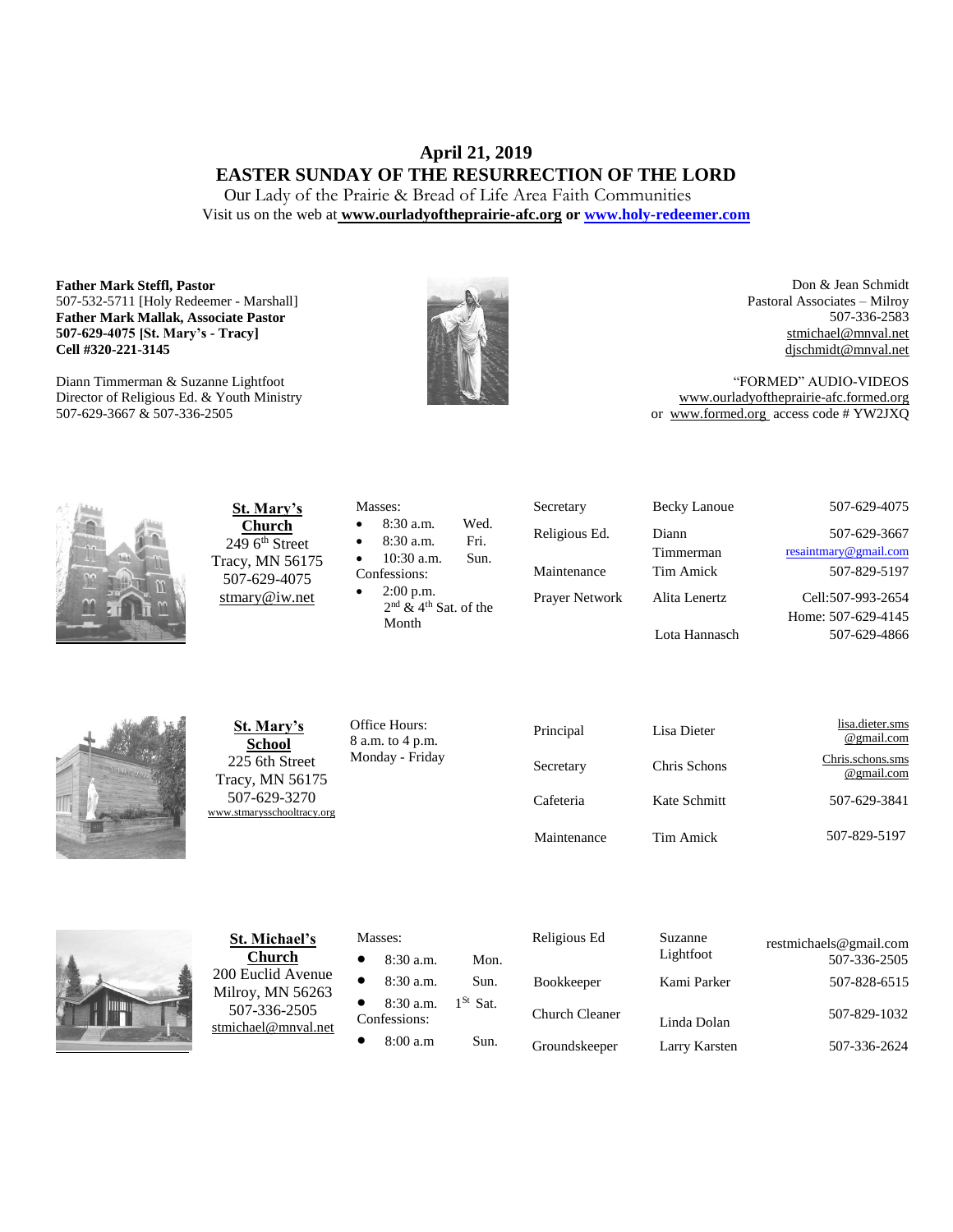# April 21, 2019
# EASTER SUNDAY OF THE RESURRECTION OF THE LORD

Our Lady of the Prairie & Bread of Life Area Faith Communities

Visit us on the web at **www.ourladyoftheprairie-afc.org** or **www.holy-redeemer.com**

**Father Mark Steffl, Pastor**
507-532-5711 [Holy Redeemer - Marshall]
**Father Mark Mallak, Associate Pastor**
**507-629-4075 [St. Mary's - Tracy]**
**Cell #320-221-3145**

Diann Timmerman & Suzanne Lightfoot
Director of Religious Ed. & Youth Ministry
507-629-3667 & 507-336-2505

Don & Jean Schmidt
Pastoral Associates – Milroy
507-336-2583
stmichael@mnval.net
djschmidt@mnval.net

"FORMED" AUDIO-VIDEOS
www.ourladyoftheprairie-afc.formed.org
or www.formed.org access code # YW2JXQ

**St. Mary's Church**
249 6th Street
Tracy, MN 56175
507-629-4075
stmary@iw.net

Masses:
- 8:30 a.m. Wed.
- 8:30 a.m. Fri.
- 10:30 a.m. Sun.

Confessions:
- 2:00 p.m. 2nd & 4th Sat. of the Month

| | | |
|---|---|---|
| Secretary | Becky Lanoue | 507-629-4075 |
| Religious Ed. | Diann Timmerman | 507-629-3667 resaintmary@gmail.com |
| Maintenance | Tim Amick | 507-829-5197 |
| Prayer Network | Alita Lenertz | Cell:507-993-2654 Home: 507-629-4145 |
| | Lota Hannasch | 507-629-4866 |

**St. Mary's School**
225 6th Street
Tracy, MN 56175
507-629-3270
www.stmarysschooltracy.org

Office Hours:
8 a.m. to 4 p.m.
Monday - Friday

| | | |
|---|---|---|
| Principal | Lisa Dieter | lisa.dieter.sms@gmail.com |
| Secretary | Chris Schons | Chris.schons.sms@gmail.com |
| Cafeteria | Kate Schmitt | 507-629-3841 |
| Maintenance | Tim Amick | 507-829-5197 |

**St. Michael's Church**
200 Euclid Avenue
Milroy, MN 56263
507-336-2505
stmichael@mnval.net

Masses:
- 8:30 a.m. Mon.
- 8:30 a.m. Sun.
- 8:30 a.m. 1St Sat.

Confessions:
- 8:00 a.m Sun.

| | | |
|---|---|---|
| Religious Ed | Suzanne Lightfoot | restmichaels@gmail.com 507-336-2505 |
| Bookkeeper | Kami Parker | 507-828-6515 |
| Church Cleaner | Linda Dolan | 507-829-1032 |
| Groundskeeper | Larry Karsten | 507-336-2624 |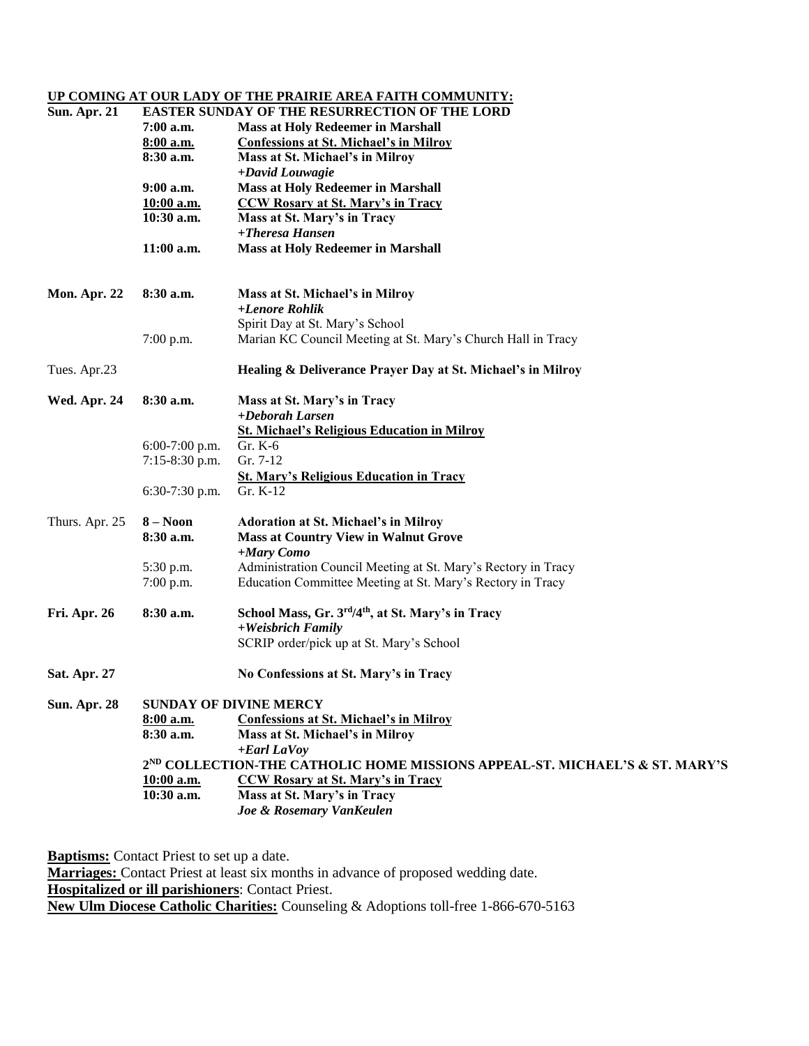**UP COMING AT OUR LADY OF THE PRAIRIE AREA FAITH COMMUNITY:**

| | | |
|---|---|---|
| **Sun. Apr. 21** | **EASTER SUNDAY OF THE RESURRECTION OF THE LORD** | |
| | **7:00 a.m.** | **Mass at Holy Redeemer in Marshall** |
| | **8:00 a.m.** | **Confessions at St. Michael's in Milroy** |
| | **8:30 a.m.** | **Mass at St. Michael's in Milroy** |
| | | ***+David Louwagie*** |
| | **9:00 a.m.** | **Mass at Holy Redeemer in Marshall** |
| | **10:00 a.m.** | **CCW Rosary at St. Mary's in Tracy** |
| | **10:30 a.m.** | **Mass at St. Mary's in Tracy** |
| | | ***+Theresa Hansen*** |
| | **11:00 a.m.** | **Mass at Holy Redeemer in Marshall** |
| **Mon. Apr. 22** | **8:30 a.m.** | **Mass at St. Michael's in Milroy** |
| | | ***+Lenore Rohlik*** |
| | | Spirit Day at St. Mary's School |
| | 7:00 p.m. | Marian KC Council Meeting at St. Mary's Church Hall in Tracy |
| Tues. Apr.23 | | **Healing & Deliverance Prayer Day at St. Michael's in Milroy** |
| **Wed. Apr. 24** | **8:30 a.m.** | **Mass at St. Mary's in Tracy** |
| | | ***+Deborah Larsen*** |
| | | **St. Michael's Religious Education in Milroy** |
| | 6:00-7:00 p.m. | Gr. K-6 |
| | 7:15-8:30 p.m. | Gr. 7-12 |
| | | **St. Mary's Religious Education in Tracy** |
| | 6:30-7:30 p.m. | Gr. K-12 |
| Thurs. Apr. 25 | **8 – Noon** | **Adoration at St. Michael's in Milroy** |
| | **8:30 a.m.** | **Mass at Country View in Walnut Grove** |
| | | ***+Mary Como*** |
| | 5:30 p.m. | Administration Council Meeting at St. Mary's Rectory in Tracy |
| | 7:00 p.m. | Education Committee Meeting at St. Mary's Rectory in Tracy |
| **Fri. Apr. 26** | **8:30 a.m.** | **School Mass, Gr. 3rd/4th, at St. Mary's in Tracy** |
| | | ***+Weisbrich Family*** |
| | | SCRIP order/pick up at St. Mary's School |
| **Sat. Apr. 27** | | **No Confessions at St. Mary's in Tracy** |
| **Sun. Apr. 28** | **SUNDAY OF DIVINE MERCY** | |
| | **8:00 a.m.** | **Confessions at St. Michael's in Milroy** |
| | **8:30 a.m.** | **Mass at St. Michael's in Milroy** |
| | | ***+Earl LaVoy*** |
| | **2ND COLLECTION-THE CATHOLIC HOME MISSIONS APPEAL-ST. MICHAEL'S & ST. MARY'S** | |
| | **10:00 a.m.** | **CCW Rosary at St. Mary's in Tracy** |
| | **10:30 a.m.** | **Mass at St. Mary's in Tracy** |
| | | ***Joe & Rosemary VanKeulen*** |

**Baptisms:** Contact Priest to set up a date.
**Marriages:** Contact Priest at least six months in advance of proposed wedding date.
**Hospitalized or ill parishioners**: Contact Priest.
**New Ulm Diocese Catholic Charities:** Counseling & Adoptions toll-free 1-866-670-5163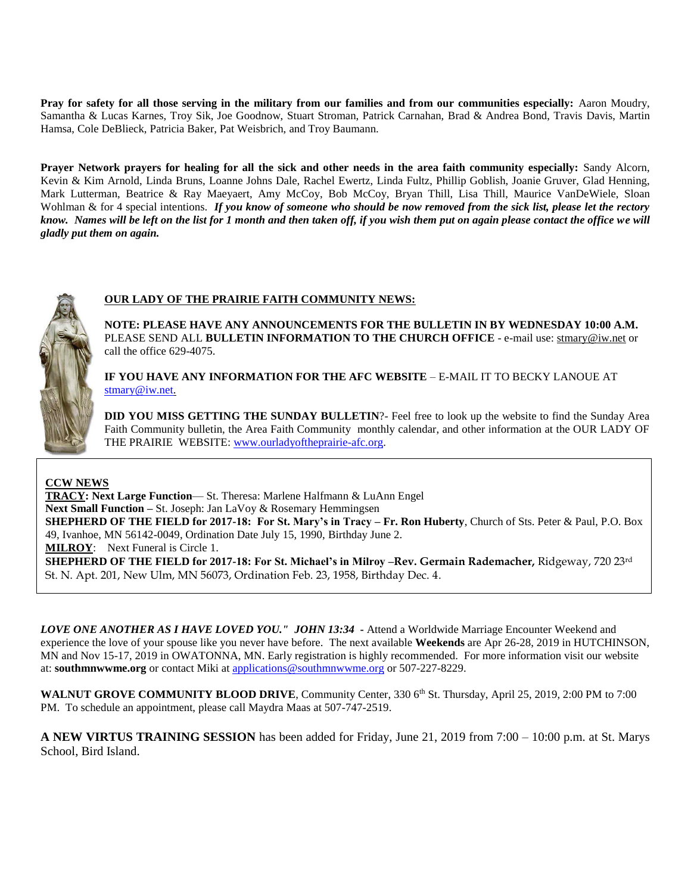**Pray for safety for all those serving in the military from our families and from our communities especially:** Aaron Moudry, Samantha & Lucas Karnes, Troy Sik, Joe Goodnow, Stuart Stroman, Patrick Carnahan, Brad & Andrea Bond, Travis Davis, Martin Hamsa, Cole DeBlieck, Patricia Baker, Pat Weisbrich, and Troy Baumann.

**Prayer Network prayers for healing for all the sick and other needs in the area faith community especially:** Sandy Alcorn, Kevin & Kim Arnold, Linda Bruns, Loanne Johns Dale, Rachel Ewertz, Linda Fultz, Phillip Goblish, Joanie Gruver, Glad Henning, Mark Lutterman, Beatrice & Ray Maeyaert, Amy McCoy, Bob McCoy, Bryan Thill, Lisa Thill, Maurice VanDeWiele, Sloan Wohlman & for 4 special intentions. ***If you know of someone who should be now removed from the sick list, please let the rectory know. Names will be left on the list for 1 month and then taken off, if you wish them put on again please contact the office we will gladly put them on again.***

**OUR LADY OF THE PRAIRIE FAITH COMMUNITY NEWS:**

**NOTE: PLEASE HAVE ANY ANNOUNCEMENTS FOR THE BULLETIN IN BY WEDNESDAY 10:00 A.M.** PLEASE SEND ALL **BULLETIN INFORMATION TO THE CHURCH OFFICE** - e-mail use: stmary@iw.net or call the office 629-4075.

**IF YOU HAVE ANY INFORMATION FOR THE AFC WEBSITE** – E-MAIL IT TO BECKY LANOUE AT stmary@iw.net.

**DID YOU MISS GETTING THE SUNDAY BULLETIN**?- Feel free to look up the website to find the Sunday Area Faith Community bulletin, the Area Faith Community monthly calendar, and other information at the OUR LADY OF THE PRAIRIE WEBSITE: www.ourladyoftheprairie-afc.org.

**CCW NEWS**

**TRACY: Next Large Function**— St. Theresa: Marlene Halfmann & LuAnn Engel

**Next Small Function –** St. Joseph: Jan LaVoy & Rosemary Hemmingsen

**SHEPHERD OF THE FIELD for 2017-18: For St. Mary's in Tracy – Fr. Ron Huberty**, Church of Sts. Peter & Paul, P.O. Box 49, Ivanhoe, MN 56142-0049, Ordination Date July 15, 1990, Birthday June 2.

**MILROY**: Next Funeral is Circle 1.

**SHEPHERD OF THE FIELD for 2017-18: For St. Michael's in Milroy –Rev. Germain Rademacher,** Ridgeway, 720 23rd St. N. Apt. 201, New Ulm, MN 56073, Ordination Feb. 23, 1958, Birthday Dec. 4.

***LOVE ONE ANOTHER AS I HAVE LOVED YOU." JOHN 13:34* -** Attend a Worldwide Marriage Encounter Weekend and experience the love of your spouse like you never have before. The next available **Weekends** are Apr 26-28, 2019 in HUTCHINSON, MN and Nov 15-17, 2019 in OWATONNA, MN. Early registration is highly recommended. For more information visit our website at: **southmnwwme.org** or contact Miki at applications@southmnwwme.org or 507-227-8229.

**WALNUT GROVE COMMUNITY BLOOD DRIVE**, Community Center, 330 6th St. Thursday, April 25, 2019, 2:00 PM to 7:00 PM. To schedule an appointment, please call Maydra Maas at 507-747-2519.

**A NEW VIRTUS TRAINING SESSION** has been added for Friday, June 21, 2019 from 7:00 – 10:00 p.m. at St. Marys School, Bird Island.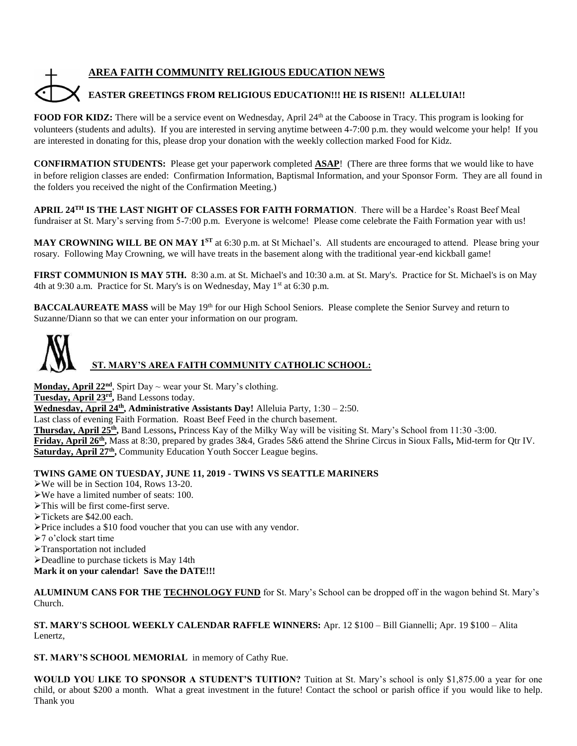## AREA FAITH COMMUNITY RELIGIOUS EDUCATION NEWS

### EASTER GREETINGS FROM RELIGIOUS EDUCATION!!! HE IS RISEN!! ALLELUIA!!

**FOOD FOR KIDZ:** There will be a service event on Wednesday, April 24th at the Caboose in Tracy. This program is looking for volunteers (students and adults). If you are interested in serving anytime between 4-7:00 p.m. they would welcome your help! If you are interested in donating for this, please drop your donation with the weekly collection marked Food for Kidz.

**CONFIRMATION STUDENTS:** Please get your paperwork completed **ASAP**! (There are three forms that we would like to have in before religion classes are ended: Confirmation Information, Baptismal Information, and your Sponsor Form. They are all found in the folders you received the night of the Confirmation Meeting.)

**APRIL 24TH IS THE LAST NIGHT OF CLASSES FOR FAITH FORMATION**. There will be a Hardee's Roast Beef Meal fundraiser at St. Mary's serving from 5-7:00 p.m. Everyone is welcome! Please come celebrate the Faith Formation year with us!

**MAY CROWNING WILL BE ON MAY 1ST** at 6:30 p.m. at St Michael's. All students are encouraged to attend. Please bring your rosary. Following May Crowning, we will have treats in the basement along with the traditional year-end kickball game!

**FIRST COMMUNION IS MAY 5TH.** 8:30 a.m. at St. Michael's and 10:30 a.m. at St. Mary's. Practice for St. Michael's is on May 4th at 9:30 a.m. Practice for St. Mary's is on Wednesday, May 1st at 6:30 p.m.

**BACCALAUREATE MASS** will be May 19th for our High School Seniors. Please complete the Senior Survey and return to Suzanne/Diann so that we can enter your information on our program.

## ST. MARY'S AREA FAITH COMMUNITY CATHOLIC SCHOOL:

**Monday, April 22nd**, Spirt Day ~ wear your St. Mary's clothing.
**Tuesday, April 23rd,** Band Lessons today.
**Wednesday, April 24th, Administrative Assistants Day!** Alleluia Party, 1:30 – 2:50.
Last class of evening Faith Formation. Roast Beef Feed in the church basement.
**Thursday, April 25th,** Band Lessons**,** Princess Kay of the Milky Way will be visiting St. Mary's School from 11:30 -3:00.
**Friday, April 26th,** Mass at 8:30, prepared by grades 3&4, Grades 5&6 attend the Shrine Circus in Sioux Falls**,** Mid-term for Qtr IV.
**Saturday, April 27th,** Community Education Youth Soccer League begins.

**TWINS GAME ON TUESDAY, JUNE 11, 2019 - TWINS VS SEATTLE MARINERS**

- We will be in Section 104, Rows 13-20.
- We have a limited number of seats: 100.
- This will be first come-first serve.
- Tickets are $42.00 each.
- Price includes a $10 food voucher that you can use with any vendor.
- 7 o'clock start time
- Transportation not included
- Deadline to purchase tickets is May 14th

**Mark it on your calendar! Save the DATE!!!**

**ALUMINUM CANS FOR THE TECHNOLOGY FUND** for St. Mary's School can be dropped off in the wagon behind St. Mary's Church.

**ST. MARY'S SCHOOL WEEKLY CALENDAR RAFFLE WINNERS:** Apr. 12 $100 – Bill Giannelli; Apr. 19 $100 – Alita Lenertz,

**ST. MARY'S SCHOOL MEMORIAL** in memory of Cathy Rue.

**WOULD YOU LIKE TO SPONSOR A STUDENT'S TUITION?** Tuition at St. Mary's school is only $1,875.00 a year for one child, or about $200 a month. What a great investment in the future! Contact the school or parish office if you would like to help. Thank you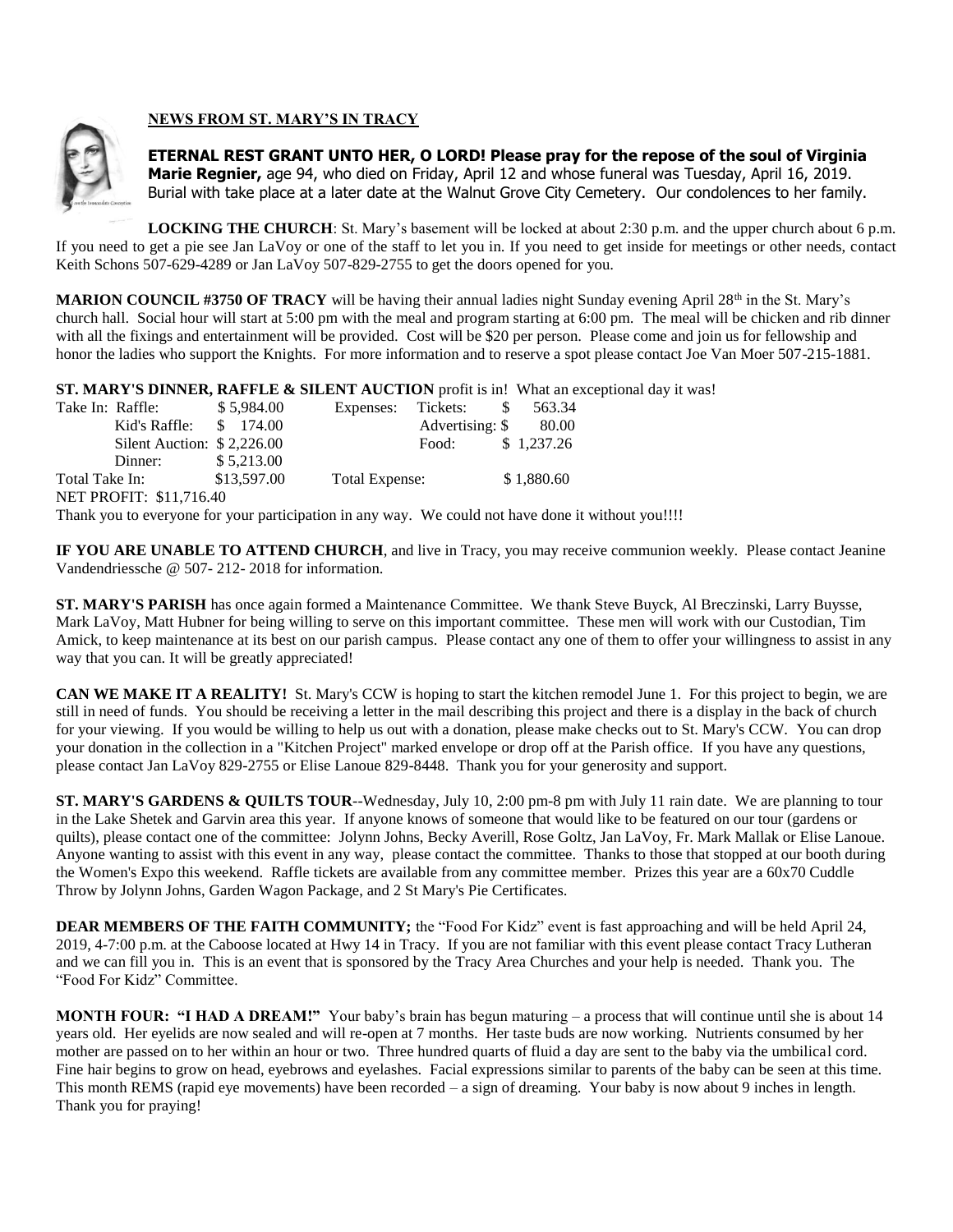**NEWS FROM ST. MARY'S IN TRACY**

**ETERNAL REST GRANT UNTO HER, O LORD! Please pray for the repose of the soul of Virginia Marie Regnier,** age 94, who died on Friday, April 12 and whose funeral was Tuesday, April 16, 2019. Burial with take place at a later date at the Walnut Grove City Cemetery. Our condolences to her family.

**LOCKING THE CHURCH**: St. Mary's basement will be locked at about 2:30 p.m. and the upper church about 6 p.m. If you need to get a pie see Jan LaVoy or one of the staff to let you in. If you need to get inside for meetings or other needs, contact Keith Schons 507-629-4289 or Jan LaVoy 507-829-2755 to get the doors opened for you.

**MARION COUNCIL #3750 OF TRACY** will be having their annual ladies night Sunday evening April 28th in the St. Mary's church hall. Social hour will start at 5:00 pm with the meal and program starting at 6:00 pm. The meal will be chicken and rib dinner with all the fixings and entertainment will be provided. Cost will be $20 per person. Please come and join us for fellowship and honor the ladies who support the Knights. For more information and to reserve a spot please contact Joe Van Moer 507-215-1881.

**ST. MARY'S DINNER, RAFFLE & SILENT AUCTION** profit is in! What an exceptional day it was!

| Take In: | | Expenses: | |
|---|---|---|---|
| Raffle: | $ 5,984.00 | Tickets: | $ 563.34 |
| Kid's Raffle: | $ 174.00 | Advertising: | $ 80.00 |
| Silent Auction: | $ 2,226.00 | Food: | $ 1,237.26 |
| Dinner: | $ 5,213.00 | | |
| Total Take In: | $13,597.00 | Total Expense: | $ 1,880.60 |

NET PROFIT: $11,716.40

Thank you to everyone for your participation in any way. We could not have done it without you!!!!

**IF YOU ARE UNABLE TO ATTEND CHURCH**, and live in Tracy, you may receive communion weekly. Please contact Jeanine Vandendriessche @ 507- 212- 2018 for information.

**ST. MARY'S PARISH** has once again formed a Maintenance Committee. We thank Steve Buyck, Al Breczinski, Larry Buysse, Mark LaVoy, Matt Hubner for being willing to serve on this important committee. These men will work with our Custodian, Tim Amick, to keep maintenance at its best on our parish campus. Please contact any one of them to offer your willingness to assist in any way that you can. It will be greatly appreciated!

**CAN WE MAKE IT A REALITY!** St. Mary's CCW is hoping to start the kitchen remodel June 1. For this project to begin, we are still in need of funds. You should be receiving a letter in the mail describing this project and there is a display in the back of church for your viewing. If you would be willing to help us out with a donation, please make checks out to St. Mary's CCW. You can drop your donation in the collection in a "Kitchen Project" marked envelope or drop off at the Parish office. If you have any questions, please contact Jan LaVoy 829-2755 or Elise Lanoue 829-8448. Thank you for your generosity and support.

**ST. MARY'S GARDENS & QUILTS TOUR**--Wednesday, July 10, 2:00 pm-8 pm with July 11 rain date. We are planning to tour in the Lake Shetek and Garvin area this year. If anyone knows of someone that would like to be featured on our tour (gardens or quilts), please contact one of the committee: Jolynn Johns, Becky Averill, Rose Goltz, Jan LaVoy, Fr. Mark Mallak or Elise Lanoue. Anyone wanting to assist with this event in any way, please contact the committee. Thanks to those that stopped at our booth during the Women's Expo this weekend. Raffle tickets are available from any committee member. Prizes this year are a 60x70 Cuddle Throw by Jolynn Johns, Garden Wagon Package, and 2 St Mary's Pie Certificates.

**DEAR MEMBERS OF THE FAITH COMMUNITY;** the "Food For Kidz" event is fast approaching and will be held April 24, 2019, 4-7:00 p.m. at the Caboose located at Hwy 14 in Tracy. If you are not familiar with this event please contact Tracy Lutheran and we can fill you in. This is an event that is sponsored by the Tracy Area Churches and your help is needed. Thank you. The "Food For Kidz" Committee.

**MONTH FOUR: "I HAD A DREAM!"** Your baby's brain has begun maturing – a process that will continue until she is about 14 years old. Her eyelids are now sealed and will re-open at 7 months. Her taste buds are now working. Nutrients consumed by her mother are passed on to her within an hour or two. Three hundred quarts of fluid a day are sent to the baby via the umbilical cord. Fine hair begins to grow on head, eyebrows and eyelashes. Facial expressions similar to parents of the baby can be seen at this time. This month REMS (rapid eye movements) have been recorded – a sign of dreaming. Your baby is now about 9 inches in length. Thank you for praying!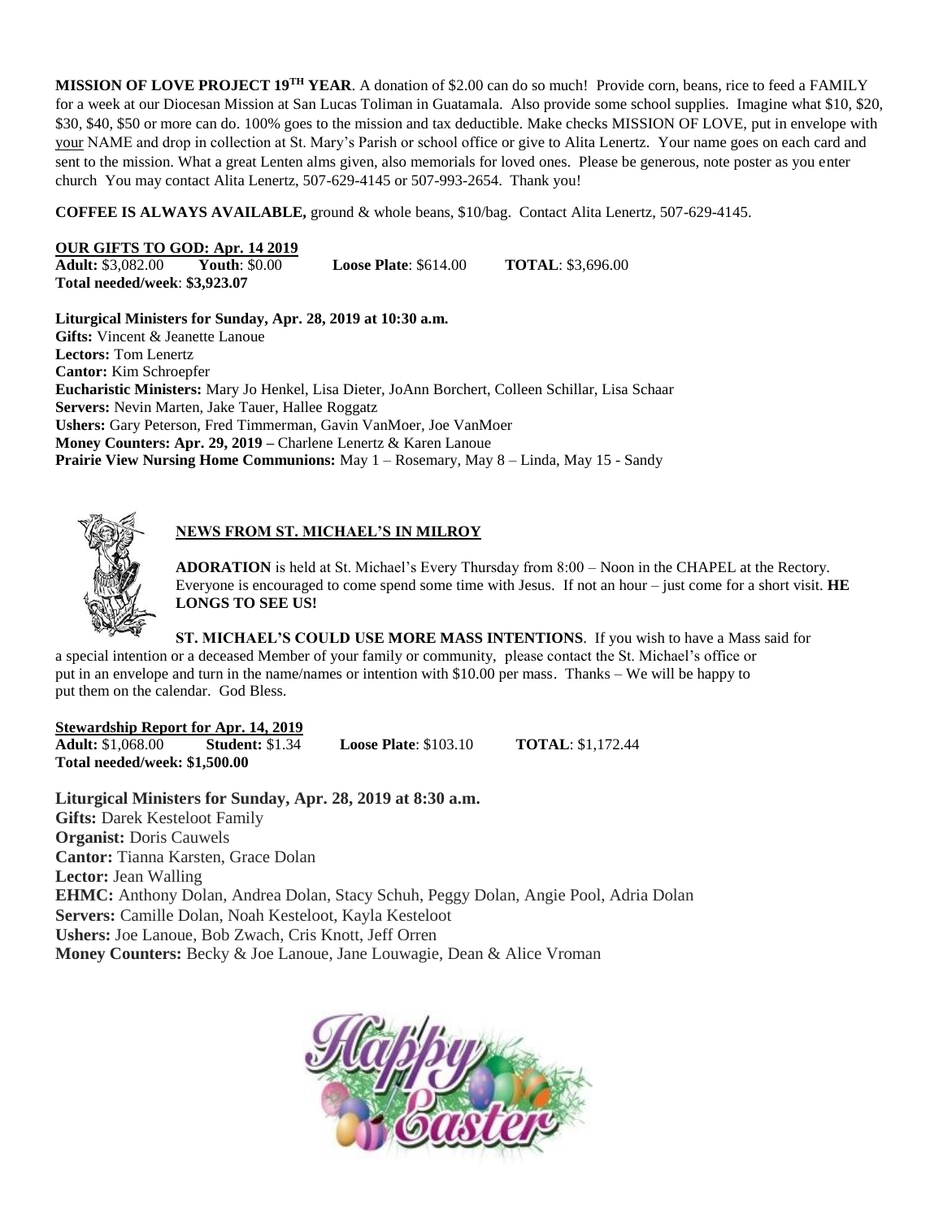**MISSION OF LOVE PROJECT 19TH YEAR**. A donation of $2.00 can do so much! Provide corn, beans, rice to feed a FAMILY for a week at our Diocesan Mission at San Lucas Toliman in Guatamala. Also provide some school supplies. Imagine what $10, $20, $30, $40, $50 or more can do. 100% goes to the mission and tax deductible. Make checks MISSION OF LOVE, put in envelope with your NAME and drop in collection at St. Mary's Parish or school office or give to Alita Lenertz. Your name goes on each card and sent to the mission. What a great Lenten alms given, also memorials for loved ones. Please be generous, note poster as you enter church You may contact Alita Lenertz, 507-629-4145 or 507-993-2654. Thank you!

**COFFEE IS ALWAYS AVAILABLE,** ground & whole beans, $10/bag. Contact Alita Lenertz, 507-629-4145.

**OUR GIFTS TO GOD: Apr. 14 2019**

**Adult:** $3,082.00 **Youth**: $0.00 **Loose Plate**: $614.00 **TOTAL**: $3,696.00
**Total needed/week**: **$3,923.07**

**Liturgical Ministers for Sunday, Apr. 28, 2019 at 10:30 a.m.**
**Gifts:** Vincent & Jeanette Lanoue
**Lectors:** Tom Lenertz
**Cantor:** Kim Schroepfer
**Eucharistic Ministers:** Mary Jo Henkel, Lisa Dieter, JoAnn Borchert, Colleen Schillar, Lisa Schaar
**Servers:** Nevin Marten, Jake Tauer, Hallee Roggatz
**Ushers:** Gary Peterson, Fred Timmerman, Gavin VanMoer, Joe VanMoer
**Money Counters: Apr. 29, 2019 –** Charlene Lenertz & Karen Lanoue
**Prairie View Nursing Home Communions:** May 1 – Rosemary, May 8 – Linda, May 15 - Sandy

## NEWS FROM ST. MICHAEL'S IN MILROY

**ADORATION** is held at St. Michael's Every Thursday from 8:00 – Noon in the CHAPEL at the Rectory. Everyone is encouraged to come spend some time with Jesus. If not an hour – just come for a short visit. **HE LONGS TO SEE US!**

**ST. MICHAEL'S COULD USE MORE MASS INTENTIONS**. If you wish to have a Mass said for a special intention or a deceased Member of your family or community, please contact the St. Michael's office or put in an envelope and turn in the name/names or intention with $10.00 per mass. Thanks – We will be happy to put them on the calendar. God Bless.

**Stewardship Report for Apr. 14, 2019**

**Adult:** $1,068.00 **Student:** $1.34 **Loose Plate**: $103.10 **TOTAL**: $1,172.44
**Total needed/week: $1,500.00**

**Liturgical Ministers for Sunday, Apr. 28, 2019 at 8:30 a.m.**
**Gifts:** Darek Kesteloot Family
**Organist:** Doris Cauwels
**Cantor:** Tianna Karsten, Grace Dolan
**Lector:** Jean Walling
**EHMC:** Anthony Dolan, Andrea Dolan, Stacy Schuh, Peggy Dolan, Angie Pool, Adria Dolan
**Servers:** Camille Dolan, Noah Kesteloot, Kayla Kesteloot
**Ushers:** Joe Lanoue, Bob Zwach, Cris Knott, Jeff Orren
**Money Counters:** Becky & Joe Lanoue, Jane Louwagie, Dean & Alice Vroman

Happy Easter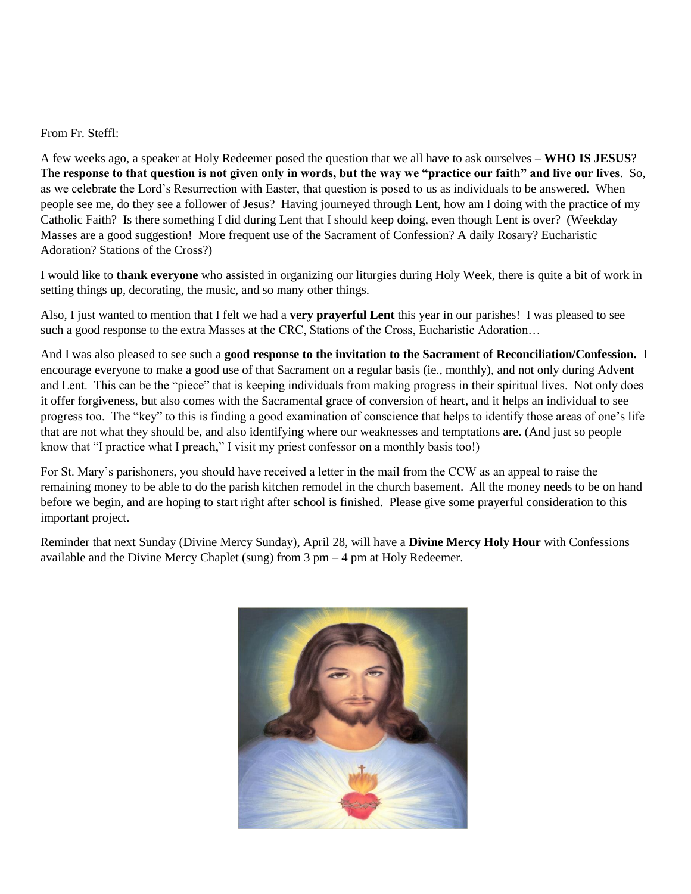From Fr. Steffl:

A few weeks ago, a speaker at Holy Redeemer posed the question that we all have to ask ourselves – **WHO IS JESUS**? The **response to that question is not given only in words, but the way we "practice our faith" and live our lives**. So, as we celebrate the Lord's Resurrection with Easter, that question is posed to us as individuals to be answered. When people see me, do they see a follower of Jesus? Having journeyed through Lent, how am I doing with the practice of my Catholic Faith? Is there something I did during Lent that I should keep doing, even though Lent is over? (Weekday Masses are a good suggestion! More frequent use of the Sacrament of Confession? A daily Rosary? Eucharistic Adoration? Stations of the Cross?)

I would like to **thank everyone** who assisted in organizing our liturgies during Holy Week, there is quite a bit of work in setting things up, decorating, the music, and so many other things.

Also, I just wanted to mention that I felt we had a **very prayerful Lent** this year in our parishes! I was pleased to see such a good response to the extra Masses at the CRC, Stations of the Cross, Eucharistic Adoration…

And I was also pleased to see such a **good response to the invitation to the Sacrament of Reconciliation/Confession.** I encourage everyone to make a good use of that Sacrament on a regular basis (ie., monthly), and not only during Advent and Lent. This can be the "piece" that is keeping individuals from making progress in their spiritual lives. Not only does it offer forgiveness, but also comes with the Sacramental grace of conversion of heart, and it helps an individual to see progress too. The "key" to this is finding a good examination of conscience that helps to identify those areas of one's life that are not what they should be, and also identifying where our weaknesses and temptations are. (And just so people know that "I practice what I preach," I visit my priest confessor on a monthly basis too!)

For St. Mary's parishoners, you should have received a letter in the mail from the CCW as an appeal to raise the remaining money to be able to do the parish kitchen remodel in the church basement. All the money needs to be on hand before we begin, and are hoping to start right after school is finished. Please give some prayerful consideration to this important project.

Reminder that next Sunday (Divine Mercy Sunday), April 28, will have a **Divine Mercy Holy Hour** with Confessions available and the Divine Mercy Chaplet (sung) from 3 pm – 4 pm at Holy Redeemer.